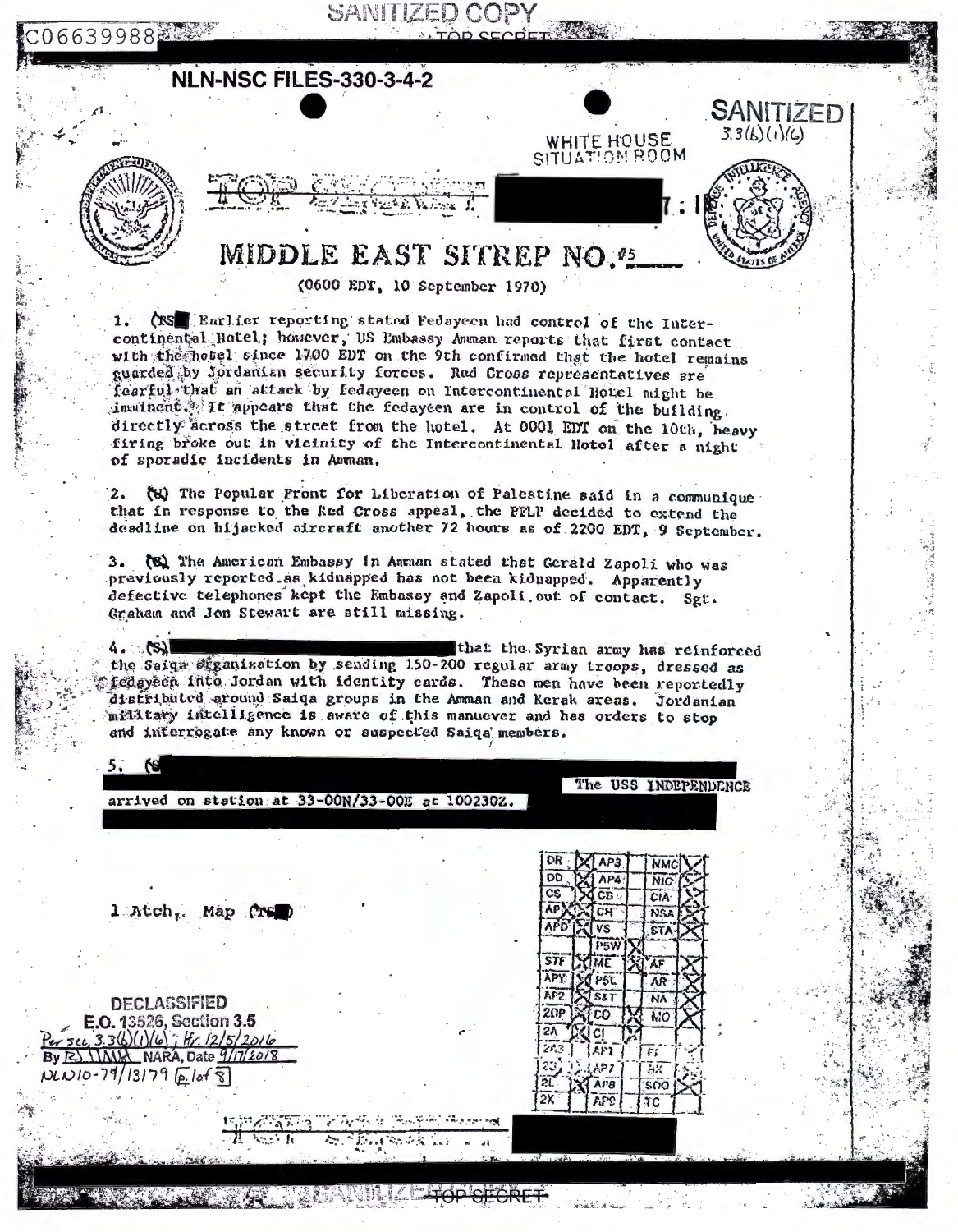SANITIZED COPY

C06639988

TOP SECRET

NLN-NSC FILES-330-3-4-2

SANITIZED
3.3(b)(1)(6)

WHITE HOUSE
SITUATION ROOM

# MIDDLE EAST SITREP NO. #5

(0600 EDT, 10 September 1970)

1. (TS) Earlier reporting stated Fedayeen had control of the Intercontinental Hotel; however, US Embassy Amman reports that first contact with the hotel since 1700 EDT on the 9th confirmed that the hotel remains guarded by Jordanian security forces. Red Cross representatives are fearful that an attack by fedayeen on Intercontinental Hotel might be imminent. It appears that the fedayeen are in control of the building directly across the street from the hotel. At 0001 EDT on the 10th, heavy firing broke out in vicinity of the Intercontinental Hotel after a night of sporadic incidents in Amman.

2. (S) The Popular Front for Liberation of Palestine said in a communique that in response to the Red Cross appeal, the PFLP decided to extend the deadline on hijacked aircraft another 72 hours as of 2200 EDT, 9 September.

3. (S) The American Embassy in Amman stated that Gerald Zapoli who was previously reported as kidnapped has not been kidnapped. Apparently defective telephones kept the Embassy and Zapoli out of contact. Sgt. Graham and Jon Stewart are still missing.

4. (S) [REDACTED] that the Syrian army has reinforced the Saiqa organization by sending 150-200 regular army troops, dressed as fedayeen into Jordan with identity cards. These men have been reportedly distributed around Saiqa groups in the Amman and Kerak areas. Jordanian military intelligence is aware of this manuever and has orders to stop and interrogate any known or suspected Saiqa members.

5. (S [REDACTED] The USS INDEPENDENCE arrived on station at 33-00N/33-00E at 100230Z. [REDACTED]

1 Atch, Map (TS)

| DR | X | AP3 | | NMC | X |
|---|---|---|---|---|---|
| DD | X | AP4 | | NIC | X |
| CS | | CB | | CIA | X |
| AP | X | CH | | NSA | X |
| APD | X | VS | | STA | X |
| | | PSW | X | | |
| STF | X | ME | X | AF | X |
| APY | X | PSL | | AR | X |
| AP2 | X | S&T | | NA | X |
| 2DP | X | CO | X | MO | X |
| 2A | X | CI | | | |
| 2A3 | | AP1 | | FI | |
| 2G | | AP7 | | SK | |
| 2L | X | AP8 | | SOO | X |
| 2K | | AP9 | | TC | |

DECLASSIFIED
E.O. 13526, Section 3.5
Per sec. 3.3(b)(1)(6); Hr. 12/5/2016
By [illegible] NARA, Date 9/17/2018
NLN10-79/13179 [p. 1 of 8]

TOP SECRET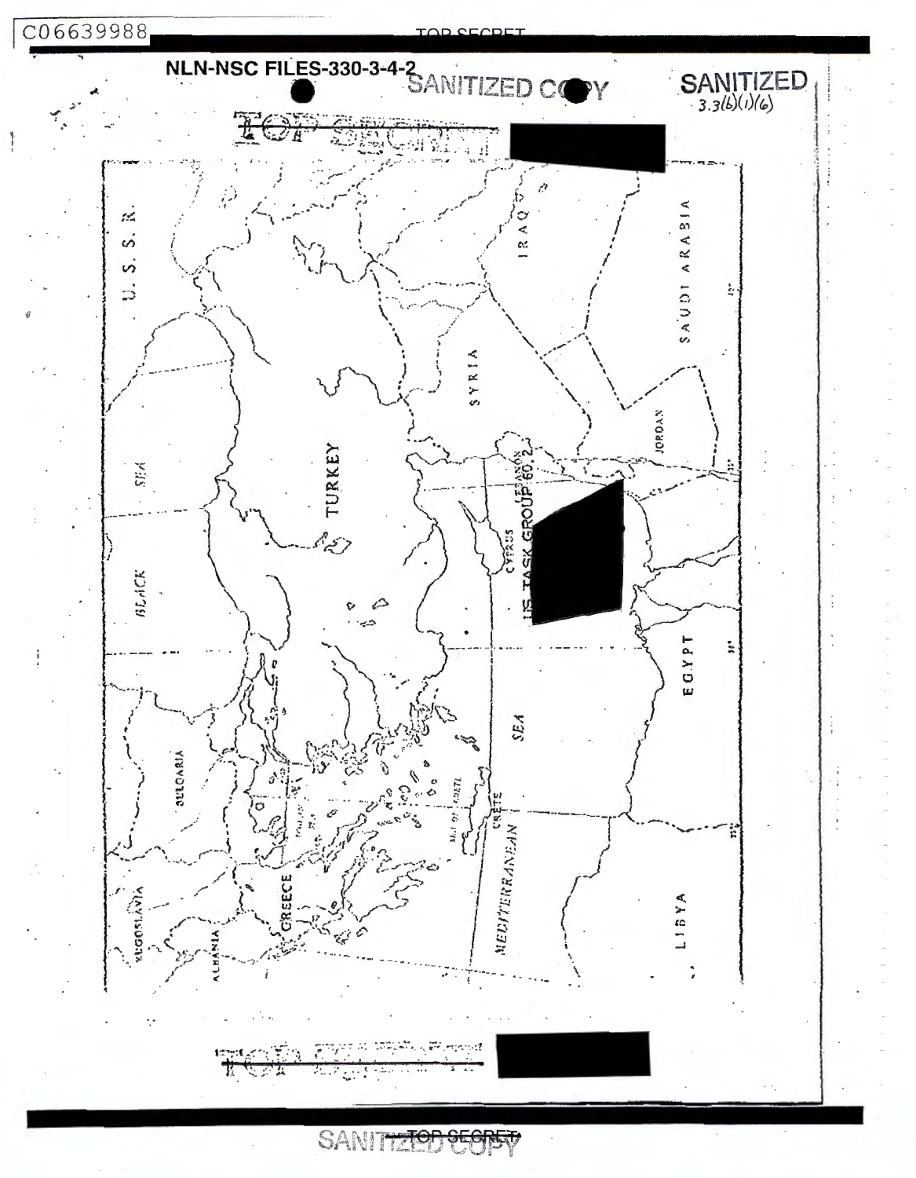NLN-NSC FILES-330-3-4-2

SANITIZED COPY

SANITIZED
3.3(b)(1)(6)

U. S. S. R.

IRAQ

SAUDI ARABIA

SYRIA

BLACK SEA

TURKEY

JORDAN

LEBANON

CYPRUS

U.S. TASK GROUP 60.2

EGYPT

SEA

BULGARIA

CRETE

MEDITERRANEAN

GREECE

YUGOSLAVIA

ALBANIA

LIBYA

SANITIZED COPY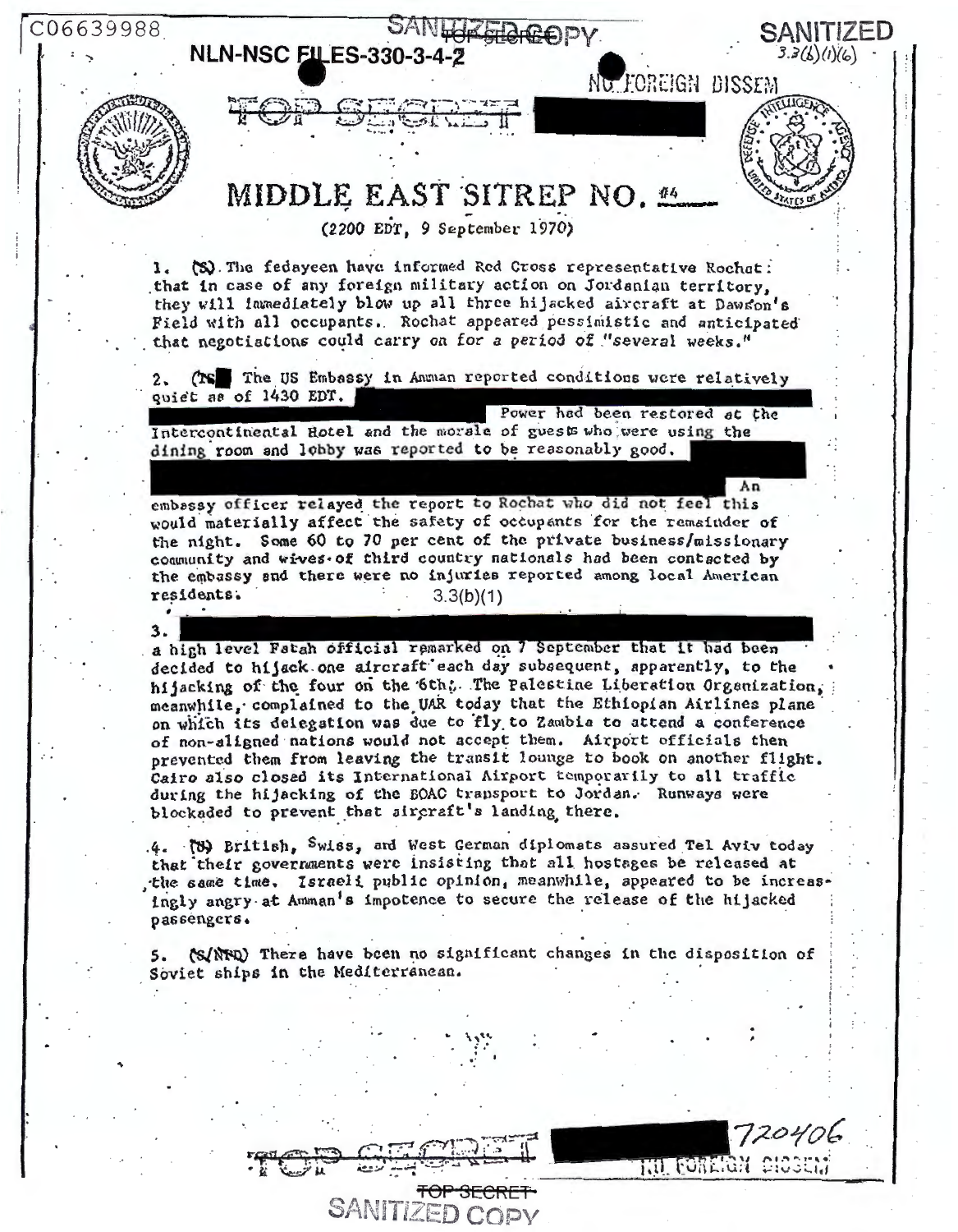C06639988

NLN-NSC FILES-330-3-4-2

SANITIZED COPY

SANITIZED
3.3(b)(1)(6)

NO FOREIGN DISSEM

TOP SECRET

# MIDDLE EAST SITREP NO. 4

(2200 EDT, 9 September 1970)

1. (S) The fedayeen have informed Red Cross representative Rochat: that in case of any foreign military action on Jordanian territory, they will immediately blow up all three hijacked aircraft at Dawson's Field with all occupants. Rochat appeared pessimistic and anticipated that negotiations could carry on for a period of "several weeks."

2. (TS) The US Embassy in Amman reported conditions were relatively quiet as of 1430 EDT. [redacted] Power had been restored at the Intercontinental Hotel and the morale of guests who were using the dining room and lobby was reported to be reasonably good. [redacted] An embassy officer relayed the report to Rochat who did not feel this would materially affect the safety of occupants for the remainder of the night. Some 60 to 70 per cent of the private business/missionary community and wives of third country nationals had been contacted by the embassy and there were no injuries reported among local American residents.

3.3(b)(1)

3. [redacted] a high level Fatah official remarked on 7 September that it had been decided to hijack one aircraft each day subsequent, apparently, to the hijacking of the four on the 6th. The Palestine Liberation Organization, meanwhile, complained to the UAR today that the Ethiopian Airlines plane on which its delegation was due to fly to Zambia to attend a conference of non-aligned nations would not accept them. Airport officials then prevented them from leaving the transit lounge to book on another flight. Cairo also closed its International Airport temporarily to all traffic during the hijacking of the BOAC transport to Jordan. Runways were blockaded to prevent that aircraft's landing there.

4. (S) British, Swiss, and West German diplomats assured Tel Aviv today that their governments were insisting that all hostages be released at the same time. Israeli public opinion, meanwhile, appeared to be increasingly angry at Amman's impotence to secure the release of the hijacked passengers.

5. (S/NFD) There have been no significant changes in the disposition of Soviet ships in the Mediterranean.

TOP SECRET

720406

NO FOREIGN DISSEM

TOP SECRET

SANITIZED COPY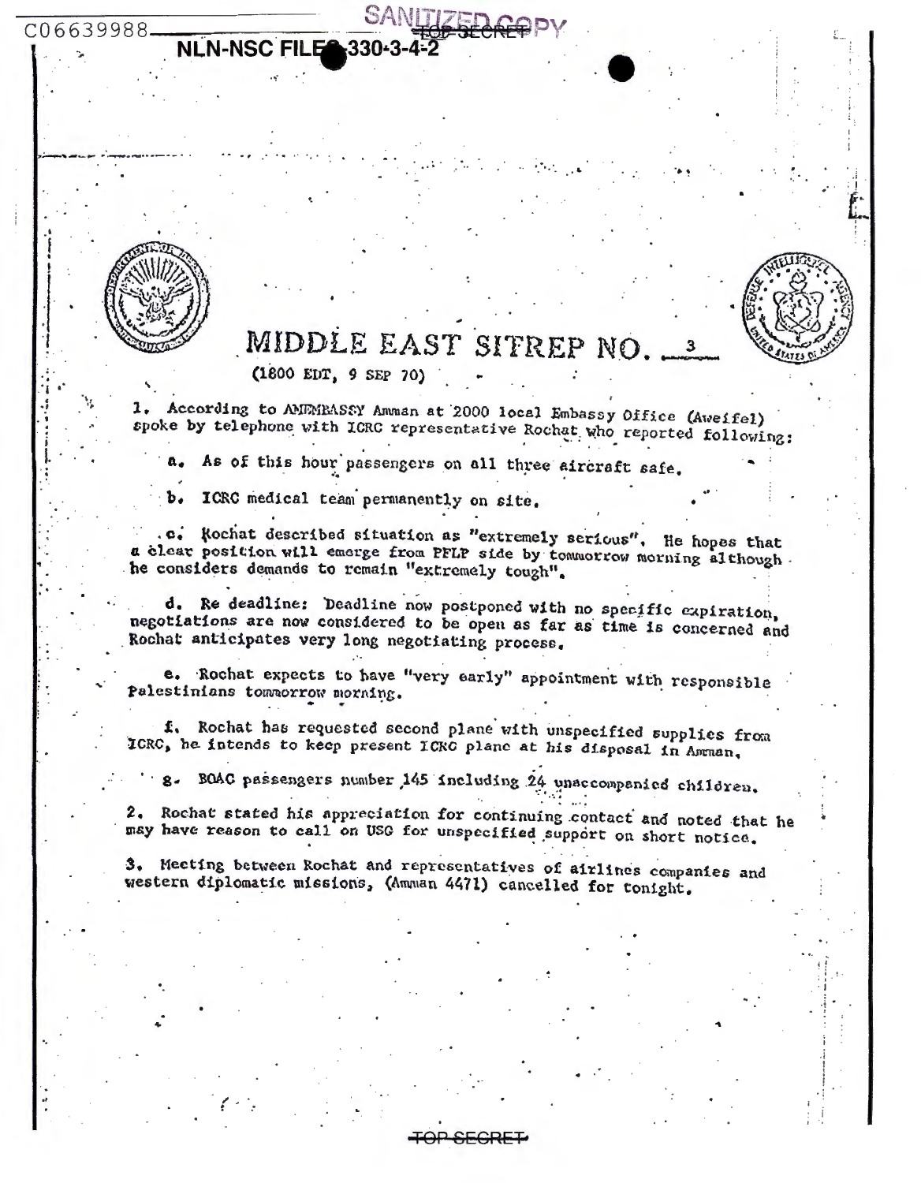# MIDDLE EAST SITREP NO. 3

(1800 EDT, 9 SEP 70)

1. According to AMEMBASSY Amman at 2000 local Embassy Office (Aweifel) spoke by telephone with ICRC representative Rochat who reported following:

   a. As of this hour passengers on all three aircraft safe.

   b. ICRC medical team permanently on site.

   c. Rochat described situation as "extremely serious". He hopes that a clear position will emerge from PFLP side by tomorrow morning although he considers demands to remain "extremely tough".

   d. Re deadline: Deadline now postponed with no specific expiration, negotiations are now considered to be open as far as time is concerned and Rochat anticipates very long negotiating process.

   e. Rochat expects to have "very early" appointment with responsible Palestinians tomorrow morning.

   f. Rochat has requested second plane with unspecified supplies from ICRC, he intends to keep present ICRC plane at his disposal in Amman.

   g. BOAC passengers number 145 including 24 unaccompanied children.

2. Rochat stated his appreciation for continuing contact and noted that he may have reason to call on USG for unspecified support on short notice.

3. Meeting between Rochat and representatives of airlines companies and western diplomatic missions, (Amman 4471) cancelled for tonight.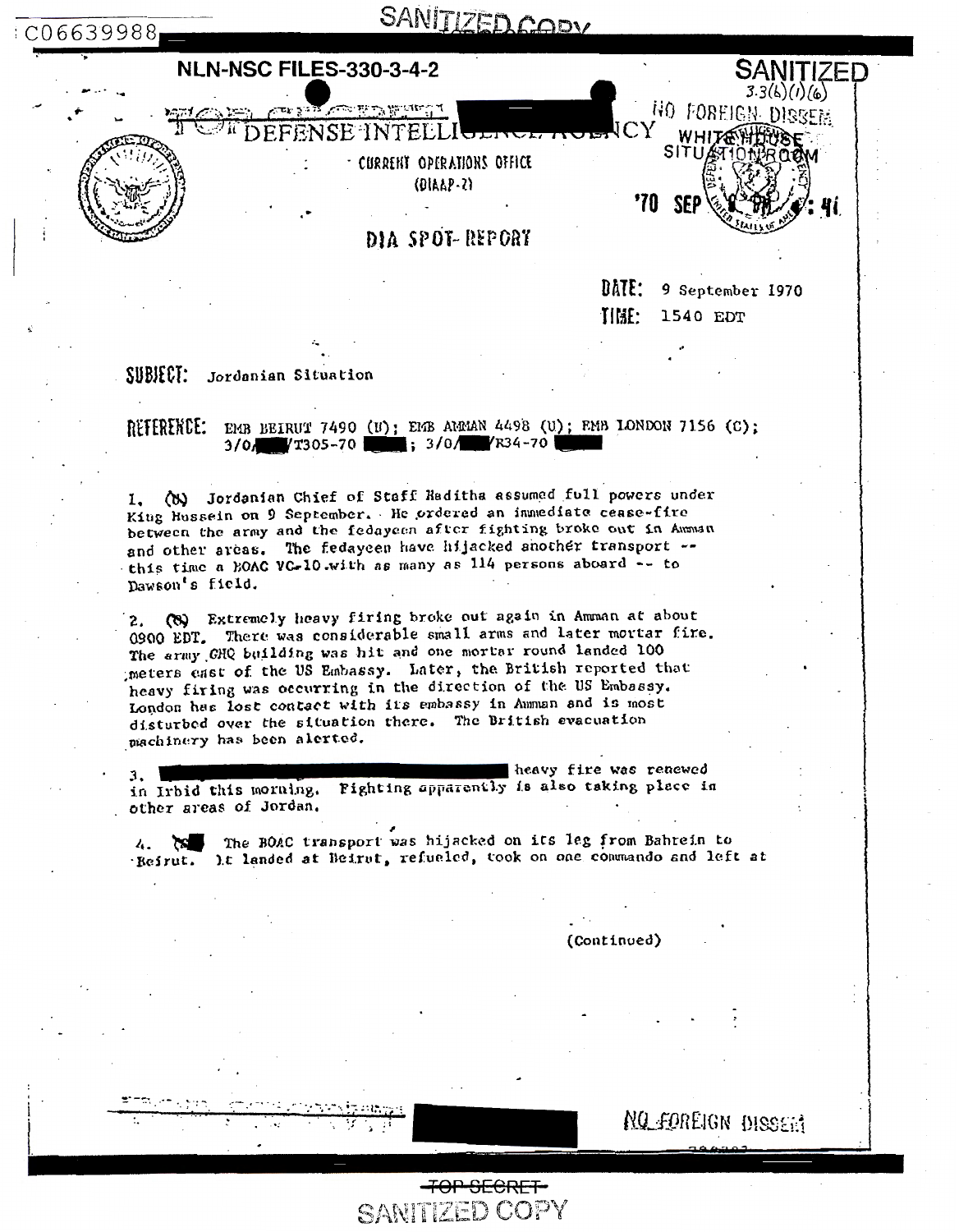SANITIZED COPY

C06639988

NLN-NSC FILES-330-3-4-2

SANITIZED
3.3(b)(1)(6)

NO FOREIGN DISSEM

DEFENSE INTELLIGENCE AGENCY

WHITE HOUSE SITUATION ROOM

CURRENT OPERATIONS OFFICE
(DIAAP-2)

'70 SEP 9 PM 4:41

# DIA SPOT REPORT

DATE: 9 September 1970

TIME: 1540 EDT

**SUBJECT:** Jordanian Situation

**REFERENCE:** EMB BEIRUT 7490 (U); EMB AMMAN 4498 (U); EMB LONDON 7156 (C); 3/0/███/T305-70 ███; 3/0/███/R34-70 ███

1. (U) Jordanian Chief of Staff Haditha assumed full powers under King Hussein on 9 September. He ordered an immediate cease-fire between the army and the fedayeen after fighting broke out in Amman and other areas. The fedayeen have hijacked another transport -- this time a BOAC VC-10 with as many as 114 persons aboard -- to Dawson's field.

2. (U) Extremely heavy firing broke out again in Amman at about 0900 EDT. There was considerable small arms and later mortar fire. The army GHQ building was hit and one mortar round landed 100 meters east of the US Embassy. Later, the British reported that heavy firing was occurring in the direction of the US Embassy. London has lost contact with its embassy in Amman and is most disturbed over the situation there. The British evacuation machinery has been alerted.

3. ███████████████████ heavy fire was renewed in Irbid this morning. Fighting apparently is also taking place in other areas of Jordan.

4. (U) The BOAC transport was hijacked on its leg from Bahrein to Beirut. It landed at Beirut, refueled, took on one commando and left at

(Continued)

NO FOREIGN DISSEM

~~TOP SECRET~~

SANITIZED COPY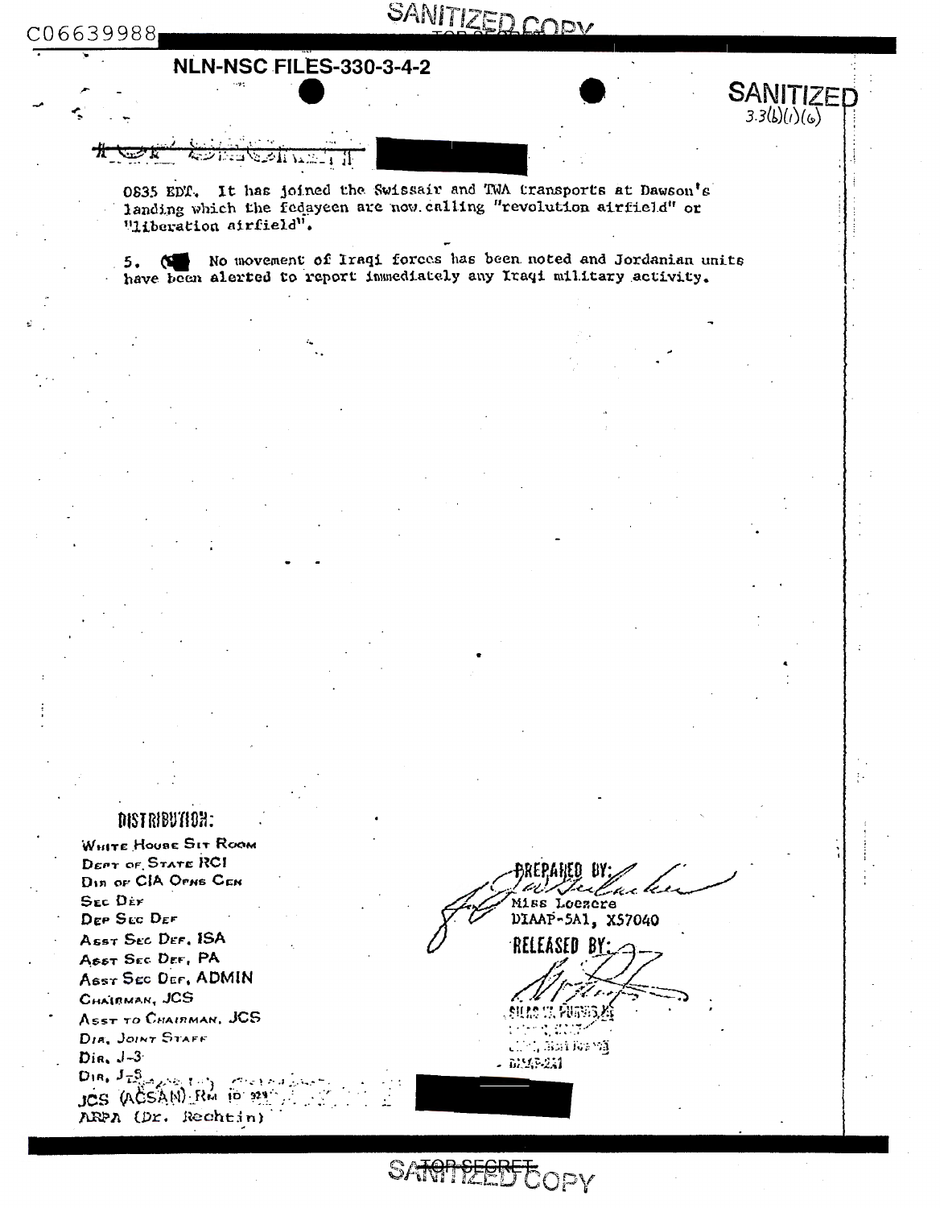C06639988

SANITIZED COPY

NLN-NSC FILES-330-3-4-2

SANITIZED 3.3(b)(1)(6)

0835 EDT. It has joined the Swissair and TWA transports at Dawson's landing which the fedayeen are now calling "revolution airfield" or "liberation airfield".

5. (S) No movement of Iraqi forces has been noted and Jordanian units have been alerted to report immediately any Iraqi military activity.

DISTRIBUTION:

White House Sit Room
Dept of State RCI
Dir of CIA Opns Cen
Sec Def
Dep Sec Def
Asst Sec Def, ISA
Asst Sec Def, PA
Asst Sec Def, ADMIN
Chairman, JCS
Asst to Chairman, JCS
Dir, Joint Staff
Dir, J-3
Dir, J-5
JCS (ACSAN) Rm 1D 929
ARPA (Dr. Rechtin)

PREPARED BY:
Miss Loezere
DIAAP-5A1, X57040

RELEASED BY:
SILAS W. PURVIS
DIAAP-2A1

SANITIZED COPY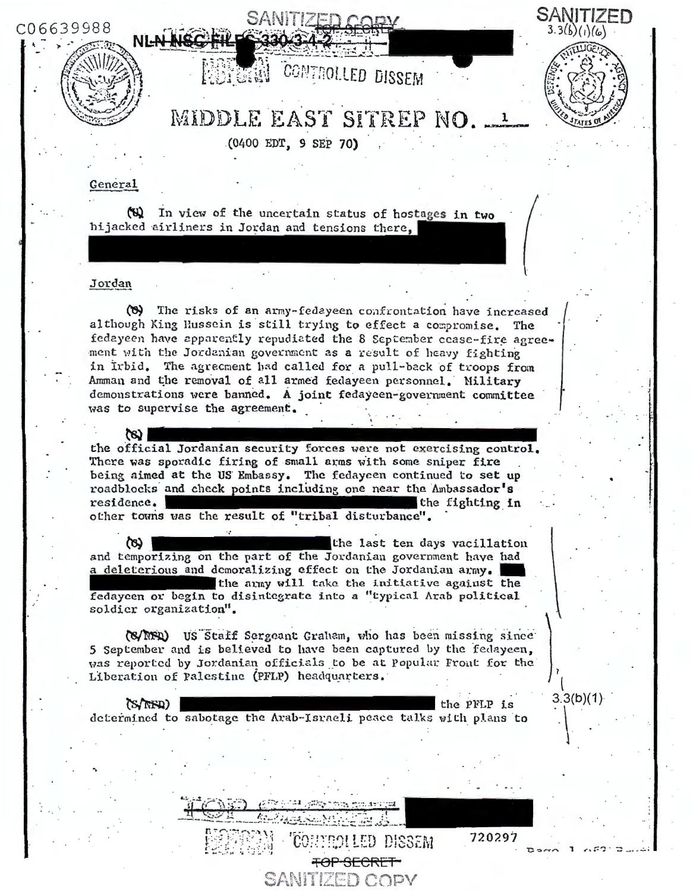C06639988

SANITIZED COPY

TOP SECRET

NL-N NSC FILES 330-3-4-2

NOFORN CONTROLLED DISSEM

SANITIZED 3.3(b)(1)(6)

# MIDDLE EAST SITREP NO. 1

(0400 EDT, 9 SEP 70)

## General

(S) In view of the uncertain status of hostages in two hijacked airliners in Jordan and tensions there, [REDACTED]

## Jordan

(S) The risks of an army-fedayeen confrontation have increased although King Hussein is still trying to effect a compromise. The fedayeen have apparently repudiated the 8 September cease-fire agreement with the Jordanian government as a result of heavy fighting in Irbid. The agreement had called for a pull-back of troops from Amman and the removal of all armed fedayeen personnel. Military demonstrations were banned. A joint fedayeen-government committee was to supervise the agreement.

(S) [REDACTED] the official Jordanian security forces were not exercising control. There was sporadic firing of small arms with some sniper fire being aimed at the US Embassy. The fedayeen continued to set up roadblocks and check points including one near the Ambassador's residence. [REDACTED] the fighting in other towns was the result of "tribal disturbance".

(S) [REDACTED] the last ten days vacillation and temporizing on the part of the Jordanian government have had a deleterious and demoralizing effect on the Jordanian army. [REDACTED] the army will take the initiative against the fedayeen or begin to disintegrate into a "typical Arab political soldier organization".

(S/NFD) US Staff Sergeant Graham, who has been missing since 5 September and is believed to have been captured by the fedayeen, was reported by Jordanian officials to be at Popular Front for the Liberation of Palestine (PFLP) headquarters.

(S/NFD) [REDACTED] the PFLP is determined to sabotage the Arab-Israeli peace talks with plans to

3.3(b)(1)

TOP SECRET

NOFORN CONTROLLED DISSEM 720297

TOP SECRET

SANITIZED COPY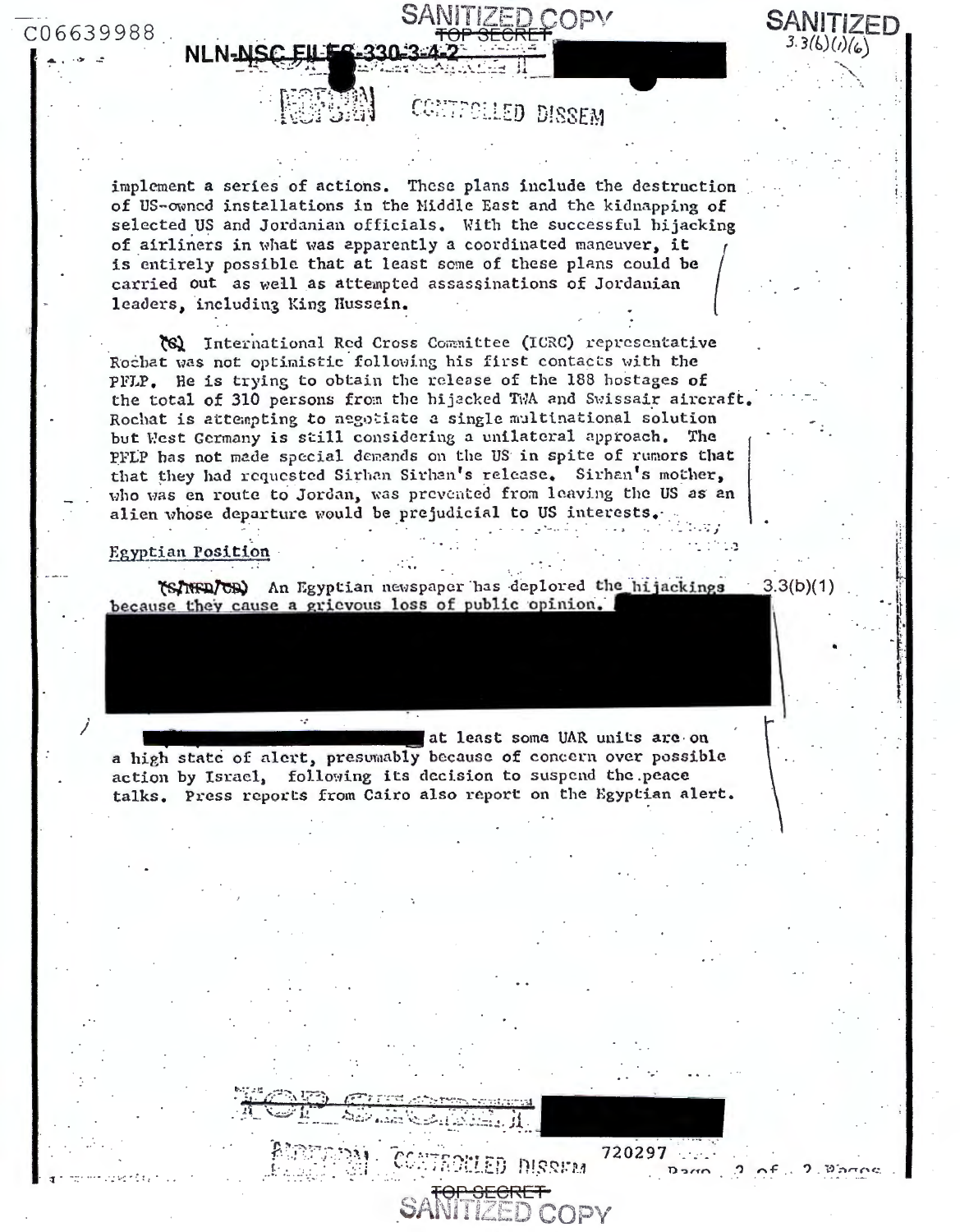implement a series of actions. These plans include the destruction of US-owned installations in the Middle East and the kidnapping of selected US and Jordanian officials. With the successful hijacking of airliners in what was apparently a coordinated maneuver, it is entirely possible that at least some of these plans could be carried out as well as attempted assassinations of Jordanian leaders, including King Hussein.

(S) International Red Cross Committee (ICRC) representative Rochat was not optimistic following his first contacts with the PFLP. He is trying to obtain the release of the 188 hostages of the total of 310 persons from the hijacked TWA and Swissair aircraft. Rochat is attempting to negotiate a single multinational solution but West Germany is still considering a unilateral approach. The PFLP has not made special demands on the US in spite of rumors that that they had requested Sirhan Sirhan's release. Sirhan's mother, who was en route to Jordan, was prevented from leaving the US as an alien whose departure would be prejudicial to US interests.

## Egyptian Position

(S/NFD/CD) An Egyptian newspaper has deplored the hijackings because they cause a grievous loss of public opinion. 3.3(b)(1)

at least some UAR units are on a high state of alert, presumably because of concern over possible action by Israel, following its decision to suspend the peace talks. Press reports from Cairo also report on the Egyptian alert.